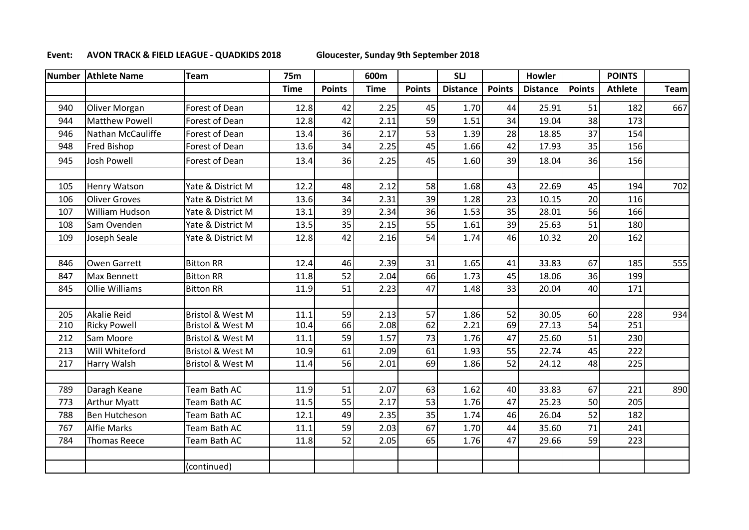**Event: AVON TRACK & FIELD LEAGUE - QUADKIDS 2018** Gloucester, Sunday 9th September 2018

| Number | Athlete Name | Team | 75m | | 600m | | SLJ | | Howler | | POINTS | |
|---|---|---|---|---|---|---|---|---|---|---|---|---|
| | | | Time | Points | Time | Points | Distance | Points | Distance | Points | Athlete | Team |
| 940 | Oliver Morgan | Forest of Dean | 12.8 | 42 | 2.25 | 45 | 1.70 | 44 | 25.91 | 51 | 182 | 667 |
| 944 | Matthew Powell | Forest of Dean | 12.8 | 42 | 2.11 | 59 | 1.51 | 34 | 19.04 | 38 | 173 | |
| 946 | Nathan McCauliffe | Forest of Dean | 13.4 | 36 | 2.17 | 53 | 1.39 | 28 | 18.85 | 37 | 154 | |
| 948 | Fred Bishop | Forest of Dean | 13.6 | 34 | 2.25 | 45 | 1.66 | 42 | 17.93 | 35 | 156 | |
| 945 | Josh Powell | Forest of Dean | 13.4 | 36 | 2.25 | 45 | 1.60 | 39 | 18.04 | 36 | 156 | |
| | | | | | | | | | | | | |
| 105 | Henry Watson | Yate & District M | 12.2 | 48 | 2.12 | 58 | 1.68 | 43 | 22.69 | 45 | 194 | 702 |
| 106 | Oliver Groves | Yate & District M | 13.6 | 34 | 2.31 | 39 | 1.28 | 23 | 10.15 | 20 | 116 | |
| 107 | William Hudson | Yate & District M | 13.1 | 39 | 2.34 | 36 | 1.53 | 35 | 28.01 | 56 | 166 | |
| 108 | Sam Ovenden | Yate & District M | 13.5 | 35 | 2.15 | 55 | 1.61 | 39 | 25.63 | 51 | 180 | |
| 109 | Joseph Seale | Yate & District M | 12.8 | 42 | 2.16 | 54 | 1.74 | 46 | 10.32 | 20 | 162 | |
| | | | | | | | | | | | | |
| 846 | Owen Garrett | Bitton RR | 12.4 | 46 | 2.39 | 31 | 1.65 | 41 | 33.83 | 67 | 185 | 555 |
| 847 | Max Bennett | Bitton RR | 11.8 | 52 | 2.04 | 66 | 1.73 | 45 | 18.06 | 36 | 199 | |
| 845 | Ollie Williams | Bitton RR | 11.9 | 51 | 2.23 | 47 | 1.48 | 33 | 20.04 | 40 | 171 | |
| | | | | | | | | | | | | |
| 205 | Akalie Reid | Bristol & West M | 11.1 | 59 | 2.13 | 57 | 1.86 | 52 | 30.05 | 60 | 228 | 934 |
| 210 | Ricky Powell | Bristol & West M | 10.4 | 66 | 2.08 | 62 | 2.21 | 69 | 27.13 | 54 | 251 | |
| 212 | Sam Moore | Bristol & West M | 11.1 | 59 | 1.57 | 73 | 1.76 | 47 | 25.60 | 51 | 230 | |
| 213 | Will Whiteford | Bristol & West M | 10.9 | 61 | 2.09 | 61 | 1.93 | 55 | 22.74 | 45 | 222 | |
| 217 | Harry Walsh | Bristol & West M | 11.4 | 56 | 2.01 | 69 | 1.86 | 52 | 24.12 | 48 | 225 | |
| | | | | | | | | | | | | |
| 789 | Daragh Keane | Team Bath AC | 11.9 | 51 | 2.07 | 63 | 1.62 | 40 | 33.83 | 67 | 221 | 890 |
| 773 | Arthur Myatt | Team Bath AC | 11.5 | 55 | 2.17 | 53 | 1.76 | 47 | 25.23 | 50 | 205 | |
| 788 | Ben Hutcheson | Team Bath AC | 12.1 | 49 | 2.35 | 35 | 1.74 | 46 | 26.04 | 52 | 182 | |
| 767 | Alfie Marks | Team Bath AC | 11.1 | 59 | 2.03 | 67 | 1.70 | 44 | 35.60 | 71 | 241 | |
| 784 | Thomas Reece | Team Bath AC | 11.8 | 52 | 2.05 | 65 | 1.76 | 47 | 29.66 | 59 | 223 | |
| | | | | | | | | | | | | |
| | | (continued) | | | | | | | | | | |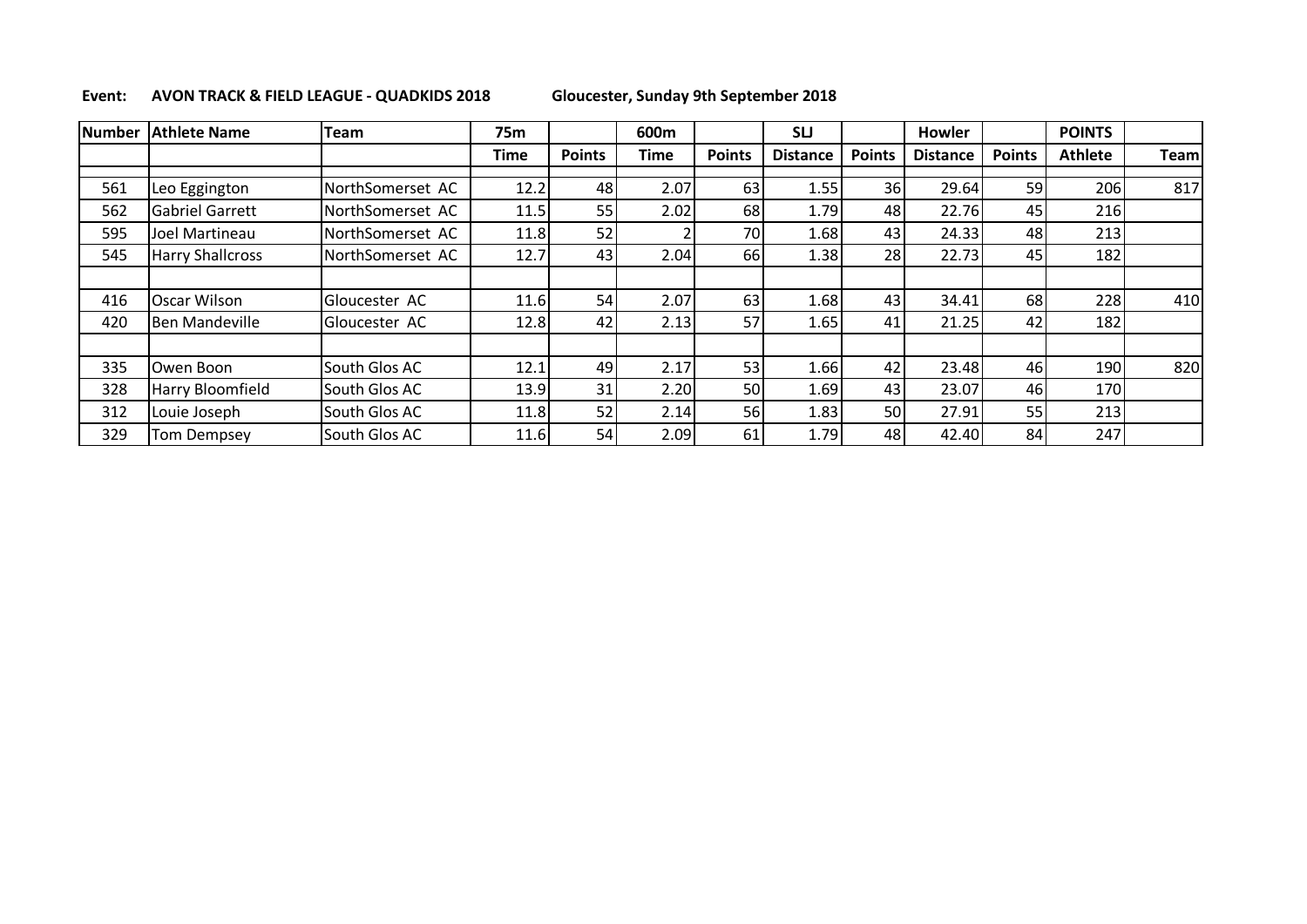**Event:** **AVON TRACK & FIELD LEAGUE - QUADKIDS 2018** **Gloucester, Sunday 9th September 2018**

| Number | Athlete Name | Team | 75m | | 600m | | SLJ | | Howler | | POINTS | |
|---|---|---|---|---|---|---|---|---|---|---|---|---|
| | | | Time | Points | Time | Points | Distance | Points | Distance | Points | Athlete | Team |
| 561 | Leo Eggington | NorthSomerset AC | 12.2 | 48 | 2.07 | 63 | 1.55 | 36 | 29.64 | 59 | 206 | 817 |
| 562 | Gabriel Garrett | NorthSomerset AC | 11.5 | 55 | 2.02 | 68 | 1.79 | 48 | 22.76 | 45 | 216 | |
| 595 | Joel Martineau | NorthSomerset AC | 11.8 | 52 | 2 | 70 | 1.68 | 43 | 24.33 | 48 | 213 | |
| 545 | Harry Shallcross | NorthSomerset AC | 12.7 | 43 | 2.04 | 66 | 1.38 | 28 | 22.73 | 45 | 182 | |
| | | | | | | | | | | | | |
| 416 | Oscar Wilson | Gloucester AC | 11.6 | 54 | 2.07 | 63 | 1.68 | 43 | 34.41 | 68 | 228 | 410 |
| 420 | Ben Mandeville | Gloucester AC | 12.8 | 42 | 2.13 | 57 | 1.65 | 41 | 21.25 | 42 | 182 | |
| | | | | | | | | | | | | |
| 335 | Owen Boon | South Glos AC | 12.1 | 49 | 2.17 | 53 | 1.66 | 42 | 23.48 | 46 | 190 | 820 |
| 328 | Harry Bloomfield | South Glos AC | 13.9 | 31 | 2.20 | 50 | 1.69 | 43 | 23.07 | 46 | 170 | |
| 312 | Louie Joseph | South Glos AC | 11.8 | 52 | 2.14 | 56 | 1.83 | 50 | 27.91 | 55 | 213 | |
| 329 | Tom Dempsey | South Glos AC | 11.6 | 54 | 2.09 | 61 | 1.79 | 48 | 42.40 | 84 | 247 | |